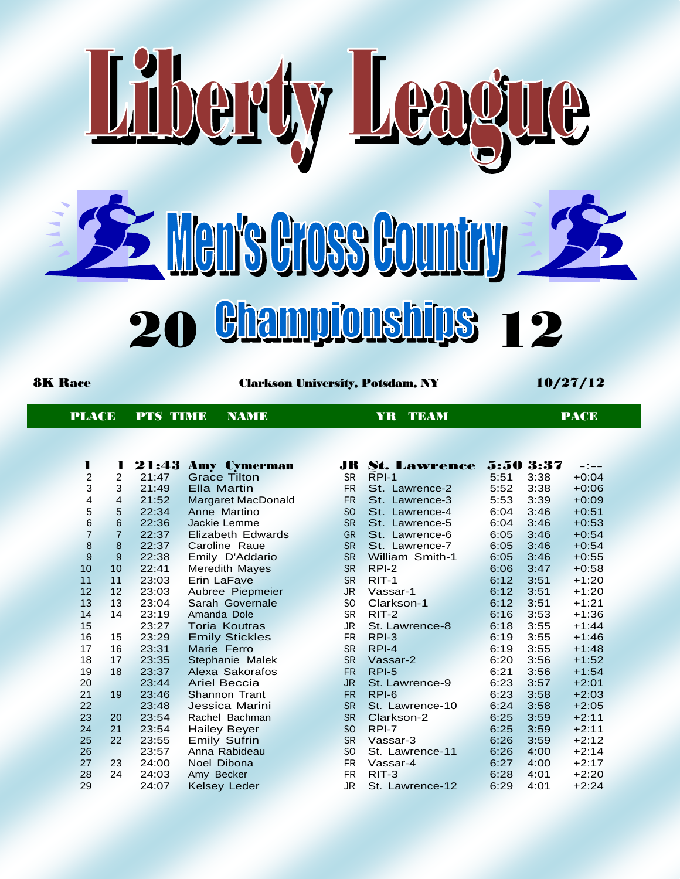# Liberty League

## Men's Cross Country

## 2012 Championships

**8K Race** — **Clarkson University, Potsdam, NY** — **10/27/12**

| PLACE | PTS | TIME | NAME | YR | TEAM | | PACE | |
|---|---|---|---|---|---|---|---|---|
| **1** | **1** | **21:43** | **Amy Cymerman** | **JR** | **St. Lawrence** | **5:50** | **3:37** | -:-- |
| 2 | 2 | 21:47 | Grace Tilton | SR | RPI-1 | 5:51 | 3:38 | +0:04 |
| 3 | 3 | 21:49 | Ella Martin | FR | St. Lawrence-2 | 5:52 | 3:38 | +0:06 |
| 4 | 4 | 21:52 | Margaret MacDonald | FR | St. Lawrence-3 | 5:53 | 3:39 | +0:09 |
| 5 | 5 | 22:34 | Anne Martino | SO | St. Lawrence-4 | 6:04 | 3:46 | +0:51 |
| 6 | 6 | 22:36 | Jackie Lemme | SR | St. Lawrence-5 | 6:04 | 3:46 | +0:53 |
| 7 | 7 | 22:37 | Elizabeth Edwards | GR | St. Lawrence-6 | 6:05 | 3:46 | +0:54 |
| 8 | 8 | 22:37 | Caroline Raue | SR | St. Lawrence-7 | 6:05 | 3:46 | +0:54 |
| 9 | 9 | 22:38 | Emily D'Addario | SR | William Smith-1 | 6:05 | 3:46 | +0:55 |
| 10 | 10 | 22:41 | Meredith Mayes | SR | RPI-2 | 6:06 | 3:47 | +0:58 |
| 11 | 11 | 23:03 | Erin LaFave | SR | RIT-1 | 6:12 | 3:51 | +1:20 |
| 12 | 12 | 23:03 | Aubree Piepmeier | JR | Vassar-1 | 6:12 | 3:51 | +1:20 |
| 13 | 13 | 23:04 | Sarah Governale | SO | Clarkson-1 | 6:12 | 3:51 | +1:21 |
| 14 | 14 | 23:19 | Amanda Dole | SR | RIT-2 | 6:16 | 3:53 | +1:36 |
| 15 | | 23:27 | Toria Koutras | JR | St. Lawrence-8 | 6:18 | 3:55 | +1:44 |
| 16 | 15 | 23:29 | Emily Stickles | FR | RPI-3 | 6:19 | 3:55 | +1:46 |
| 17 | 16 | 23:31 | Marie Ferro | SR | RPI-4 | 6:19 | 3:55 | +1:48 |
| 18 | 17 | 23:35 | Stephanie Malek | SR | Vassar-2 | 6:20 | 3:56 | +1:52 |
| 19 | 18 | 23:37 | Alexa Sakorafos | FR | RPI-5 | 6:21 | 3:56 | +1:54 |
| 20 | | 23:44 | Ariel Beccia | JR | St. Lawrence-9 | 6:23 | 3:57 | +2:01 |
| 21 | 19 | 23:46 | Shannon Trant | FR | RPI-6 | 6:23 | 3:58 | +2:03 |
| 22 | | 23:48 | Jessica Marini | SR | St. Lawrence-10 | 6:24 | 3:58 | +2:05 |
| 23 | 20 | 23:54 | Rachel Bachman | SR | Clarkson-2 | 6:25 | 3:59 | +2:11 |
| 24 | 21 | 23:54 | Hailey Beyer | SO | RPI-7 | 6:25 | 3:59 | +2:11 |
| 25 | 22 | 23:55 | Emily Sufrin | SR | Vassar-3 | 6:26 | 3:59 | +2:12 |
| 26 | | 23:57 | Anna Rabideau | SO | St. Lawrence-11 | 6:26 | 4:00 | +2:14 |
| 27 | 23 | 24:00 | Noel Dibona | FR | Vassar-4 | 6:27 | 4:00 | +2:17 |
| 28 | 24 | 24:03 | Amy Becker | FR | RIT-3 | 6:28 | 4:01 | +2:20 |
| 29 | | 24:07 | Kelsey Leder | JR | St. Lawrence-12 | 6:29 | 4:01 | +2:24 |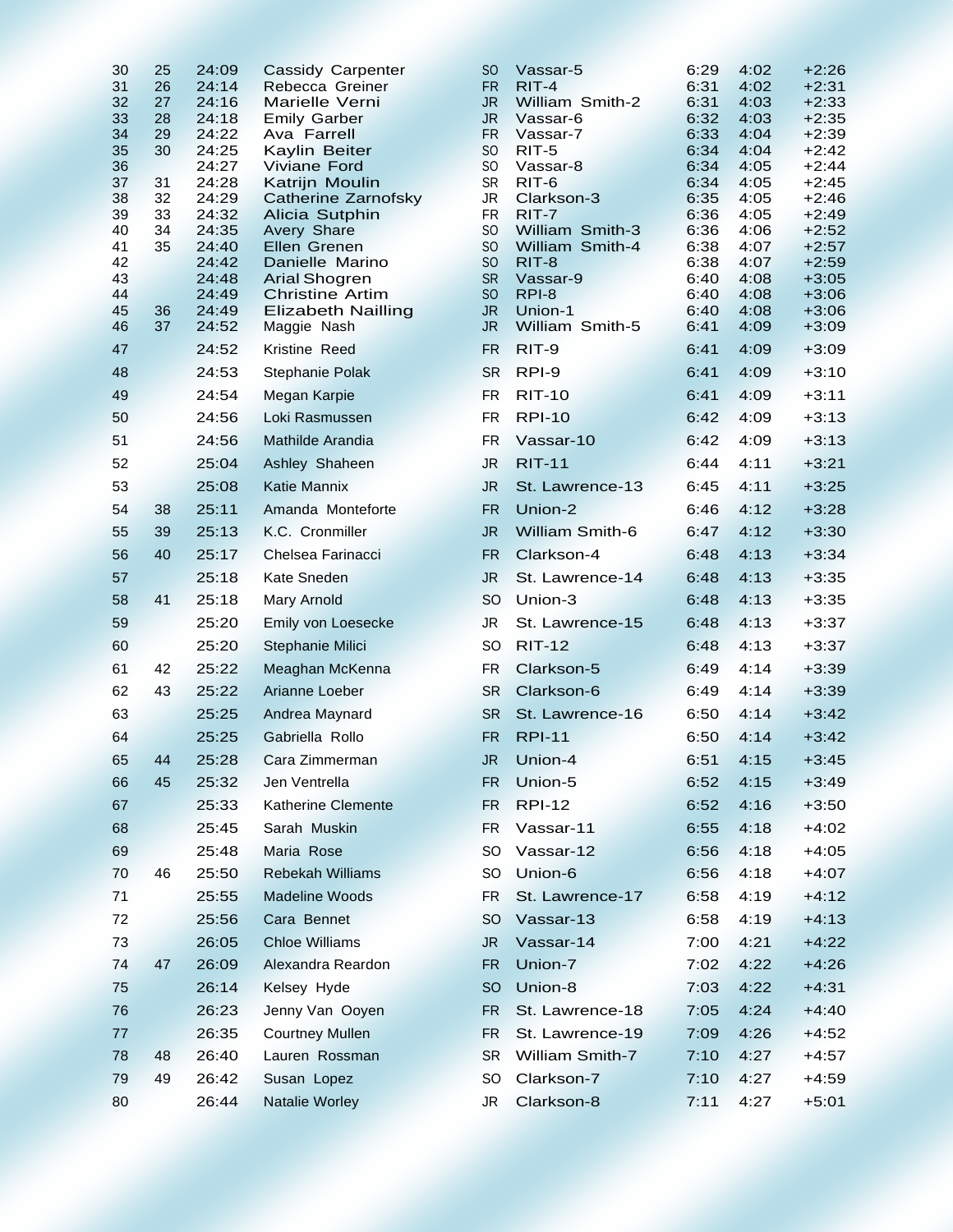| | | | | | | | | |
|---|---|---|---|---|---|---|---|---|
| 30 | 25 | 24:09 | Cassidy Carpenter | SO | Vassar-5 | 6:29 | 4:02 | +2:26 |
| 31 | 26 | 24:14 | Rebecca Greiner | FR | RIT-4 | 6:31 | 4:02 | +2:31 |
| 32 | 27 | 24:16 | Marielle Verni | JR | William Smith-2 | 6:31 | 4:03 | +2:33 |
| 33 | 28 | 24:18 | Emily Garber | JR | Vassar-6 | 6:32 | 4:03 | +2:35 |
| 34 | 29 | 24:22 | Ava Farrell | FR | Vassar-7 | 6:33 | 4:04 | +2:39 |
| 35 | 30 | 24:25 | Kaylin Beiter | SO | RIT-5 | 6:34 | 4:04 | +2:42 |
| 36 | | 24:27 | Viviane Ford | SO | Vassar-8 | 6:34 | 4:05 | +2:44 |
| 37 | 31 | 24:28 | Katrijn Moulin | SR | RIT-6 | 6:34 | 4:05 | +2:45 |
| 38 | 32 | 24:29 | Catherine Zarnofsky | JR | Clarkson-3 | 6:35 | 4:05 | +2:46 |
| 39 | 33 | 24:32 | Alicia Sutphin | FR | RIT-7 | 6:36 | 4:05 | +2:49 |
| 40 | 34 | 24:35 | Avery Share | SO | William Smith-3 | 6:36 | 4:06 | +2:52 |
| 41 | 35 | 24:40 | Ellen Grenen | SO | William Smith-4 | 6:38 | 4:07 | +2:57 |
| 42 | | 24:42 | Danielle Marino | SO | RIT-8 | 6:38 | 4:07 | +2:59 |
| 43 | | 24:48 | Arial Shogren | SR | Vassar-9 | 6:40 | 4:08 | +3:05 |
| 44 | | 24:49 | Christine Artim | SO | RPI-8 | 6:40 | 4:08 | +3:06 |
| 45 | 36 | 24:49 | Elizabeth Nailling | JR | Union-1 | 6:40 | 4:08 | +3:06 |
| 46 | 37 | 24:52 | Maggie Nash | JR | William Smith-5 | 6:41 | 4:09 | +3:09 |
| 47 | | 24:52 | Kristine Reed | FR | RIT-9 | 6:41 | 4:09 | +3:09 |
| 48 | | 24:53 | Stephanie Polak | SR | RPI-9 | 6:41 | 4:09 | +3:10 |
| 49 | | 24:54 | Megan Karpie | FR | RIT-10 | 6:41 | 4:09 | +3:11 |
| 50 | | 24:56 | Loki Rasmussen | FR | RPI-10 | 6:42 | 4:09 | +3:13 |
| 51 | | 24:56 | Mathilde Arandia | FR | Vassar-10 | 6:42 | 4:09 | +3:13 |
| 52 | | 25:04 | Ashley Shaheen | JR | RIT-11 | 6:44 | 4:11 | +3:21 |
| 53 | | 25:08 | Katie Mannix | JR | St. Lawrence-13 | 6:45 | 4:11 | +3:25 |
| 54 | 38 | 25:11 | Amanda Monteforte | FR | Union-2 | 6:46 | 4:12 | +3:28 |
| 55 | 39 | 25:13 | K.C. Cronmiller | JR | William Smith-6 | 6:47 | 4:12 | +3:30 |
| 56 | 40 | 25:17 | Chelsea Farinacci | FR | Clarkson-4 | 6:48 | 4:13 | +3:34 |
| 57 | | 25:18 | Kate Sneden | JR | St. Lawrence-14 | 6:48 | 4:13 | +3:35 |
| 58 | 41 | 25:18 | Mary Arnold | SO | Union-3 | 6:48 | 4:13 | +3:35 |
| 59 | | 25:20 | Emily von Loesecke | JR | St. Lawrence-15 | 6:48 | 4:13 | +3:37 |
| 60 | | 25:20 | Stephanie Milici | SO | RIT-12 | 6:48 | 4:13 | +3:37 |
| 61 | 42 | 25:22 | Meaghan McKenna | FR | Clarkson-5 | 6:49 | 4:14 | +3:39 |
| 62 | 43 | 25:22 | Arianne Loeber | SR | Clarkson-6 | 6:49 | 4:14 | +3:39 |
| 63 | | 25:25 | Andrea Maynard | SR | St. Lawrence-16 | 6:50 | 4:14 | +3:42 |
| 64 | | 25:25 | Gabriella Rollo | FR | RPI-11 | 6:50 | 4:14 | +3:42 |
| 65 | 44 | 25:28 | Cara Zimmerman | JR | Union-4 | 6:51 | 4:15 | +3:45 |
| 66 | 45 | 25:32 | Jen Ventrella | FR | Union-5 | 6:52 | 4:15 | +3:49 |
| 67 | | 25:33 | Katherine Clemente | FR | RPI-12 | 6:52 | 4:16 | +3:50 |
| 68 | | 25:45 | Sarah Muskin | FR | Vassar-11 | 6:55 | 4:18 | +4:02 |
| 69 | | 25:48 | Maria Rose | SO | Vassar-12 | 6:56 | 4:18 | +4:05 |
| 70 | 46 | 25:50 | Rebekah Williams | SO | Union-6 | 6:56 | 4:18 | +4:07 |
| 71 | | 25:55 | Madeline Woods | FR | St. Lawrence-17 | 6:58 | 4:19 | +4:12 |
| 72 | | 25:56 | Cara Bennet | SO | Vassar-13 | 6:58 | 4:19 | +4:13 |
| 73 | | 26:05 | Chloe Williams | JR | Vassar-14 | 7:00 | 4:21 | +4:22 |
| 74 | 47 | 26:09 | Alexandra Reardon | FR | Union-7 | 7:02 | 4:22 | +4:26 |
| 75 | | 26:14 | Kelsey Hyde | SO | Union-8 | 7:03 | 4:22 | +4:31 |
| 76 | | 26:23 | Jenny Van Ooyen | FR | St. Lawrence-18 | 7:05 | 4:24 | +4:40 |
| 77 | | 26:35 | Courtney Mullen | FR | St. Lawrence-19 | 7:09 | 4:26 | +4:52 |
| 78 | 48 | 26:40 | Lauren Rossman | SR | William Smith-7 | 7:10 | 4:27 | +4:57 |
| 79 | 49 | 26:42 | Susan Lopez | SO | Clarkson-7 | 7:10 | 4:27 | +4:59 |
| 80 | | 26:44 | Natalie Worley | JR | Clarkson-8 | 7:11 | 4:27 | +5:01 |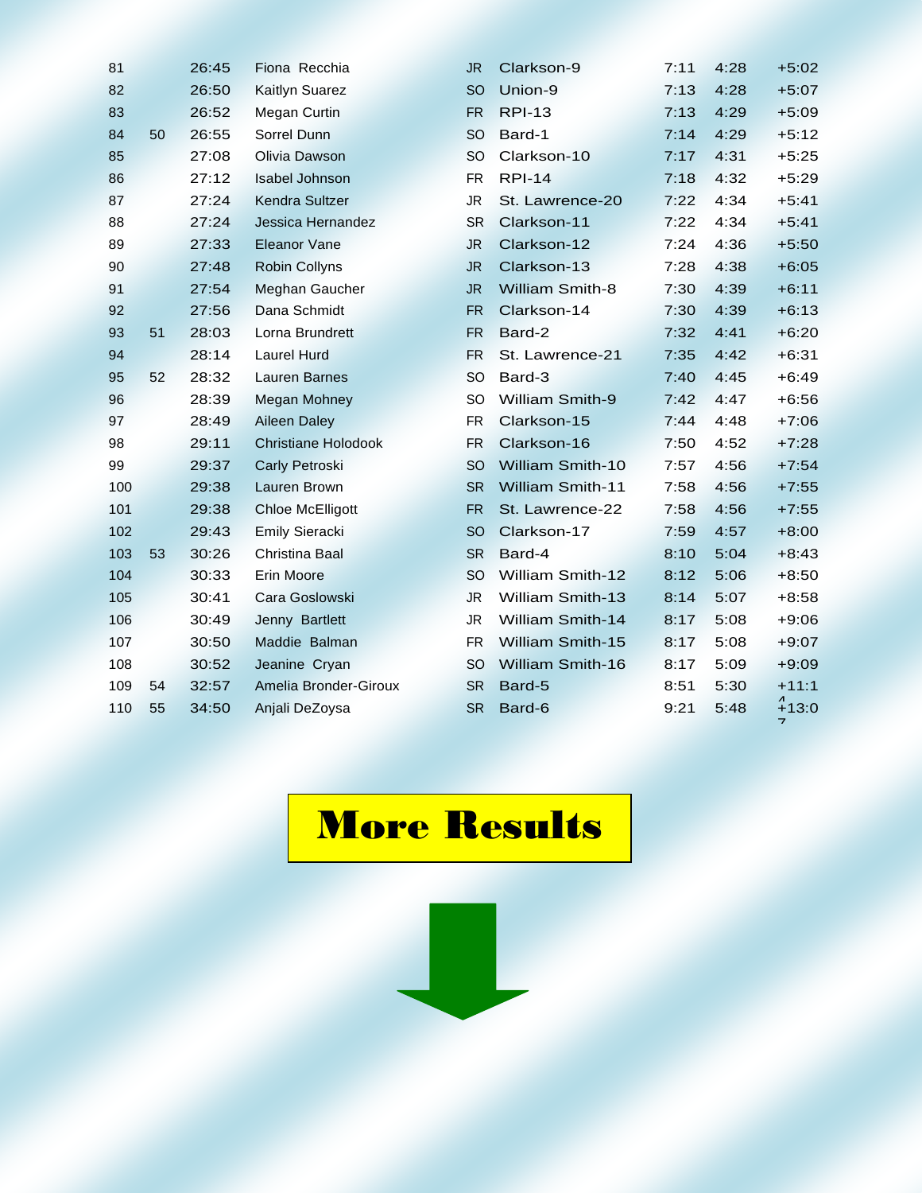| | | | | | | | | |
|---|---|---|---|---|---|---|---|---|
| 81 | | 26:45 | Fiona Recchia | JR | Clarkson-9 | 7:11 | 4:28 | +5:02 |
| 82 | | 26:50 | Kaitlyn Suarez | SO | Union-9 | 7:13 | 4:28 | +5:07 |
| 83 | | 26:52 | Megan Curtin | FR | RPI-13 | 7:13 | 4:29 | +5:09 |
| 84 | 50 | 26:55 | Sorrel Dunn | SO | Bard-1 | 7:14 | 4:29 | +5:12 |
| 85 | | 27:08 | Olivia Dawson | SO | Clarkson-10 | 7:17 | 4:31 | +5:25 |
| 86 | | 27:12 | Isabel Johnson | FR | RPI-14 | 7:18 | 4:32 | +5:29 |
| 87 | | 27:24 | Kendra Sultzer | JR | St. Lawrence-20 | 7:22 | 4:34 | +5:41 |
| 88 | | 27:24 | Jessica Hernandez | SR | Clarkson-11 | 7:22 | 4:34 | +5:41 |
| 89 | | 27:33 | Eleanor Vane | JR | Clarkson-12 | 7:24 | 4:36 | +5:50 |
| 90 | | 27:48 | Robin Collyns | JR | Clarkson-13 | 7:28 | 4:38 | +6:05 |
| 91 | | 27:54 | Meghan Gaucher | JR | William Smith-8 | 7:30 | 4:39 | +6:11 |
| 92 | | 27:56 | Dana Schmidt | FR | Clarkson-14 | 7:30 | 4:39 | +6:13 |
| 93 | 51 | 28:03 | Lorna Brundrett | FR | Bard-2 | 7:32 | 4:41 | +6:20 |
| 94 | | 28:14 | Laurel Hurd | FR | St. Lawrence-21 | 7:35 | 4:42 | +6:31 |
| 95 | 52 | 28:32 | Lauren Barnes | SO | Bard-3 | 7:40 | 4:45 | +6:49 |
| 96 | | 28:39 | Megan Mohney | SO | William Smith-9 | 7:42 | 4:47 | +6:56 |
| 97 | | 28:49 | Aileen Daley | FR | Clarkson-15 | 7:44 | 4:48 | +7:06 |
| 98 | | 29:11 | Christiane Holodook | FR | Clarkson-16 | 7:50 | 4:52 | +7:28 |
| 99 | | 29:37 | Carly Petroski | SO | William Smith-10 | 7:57 | 4:56 | +7:54 |
| 100 | | 29:38 | Lauren Brown | SR | William Smith-11 | 7:58 | 4:56 | +7:55 |
| 101 | | 29:38 | Chloe McElligott | FR | St. Lawrence-22 | 7:58 | 4:56 | +7:55 |
| 102 | | 29:43 | Emily Sieracki | SO | Clarkson-17 | 7:59 | 4:57 | +8:00 |
| 103 | 53 | 30:26 | Christina Baal | SR | Bard-4 | 8:10 | 5:04 | +8:43 |
| 104 | | 30:33 | Erin Moore | SO | William Smith-12 | 8:12 | 5:06 | +8:50 |
| 105 | | 30:41 | Cara Goslowski | JR | William Smith-13 | 8:14 | 5:07 | +8:58 |
| 106 | | 30:49 | Jenny Bartlett | JR | William Smith-14 | 8:17 | 5:08 | +9:06 |
| 107 | | 30:50 | Maddie Balman | FR | William Smith-15 | 8:17 | 5:08 | +9:07 |
| 108 | | 30:52 | Jeanine Cryan | SO | William Smith-16 | 8:17 | 5:09 | +9:09 |
| 109 | 54 | 32:57 | Amelia Bronder-Giroux | SR | Bard-5 | 8:51 | 5:30 | +11:14 |
| 110 | 55 | 34:50 | Anjali DeZoysa | SR | Bard-6 | 9:21 | 5:48 | +13:07 |

**More Results**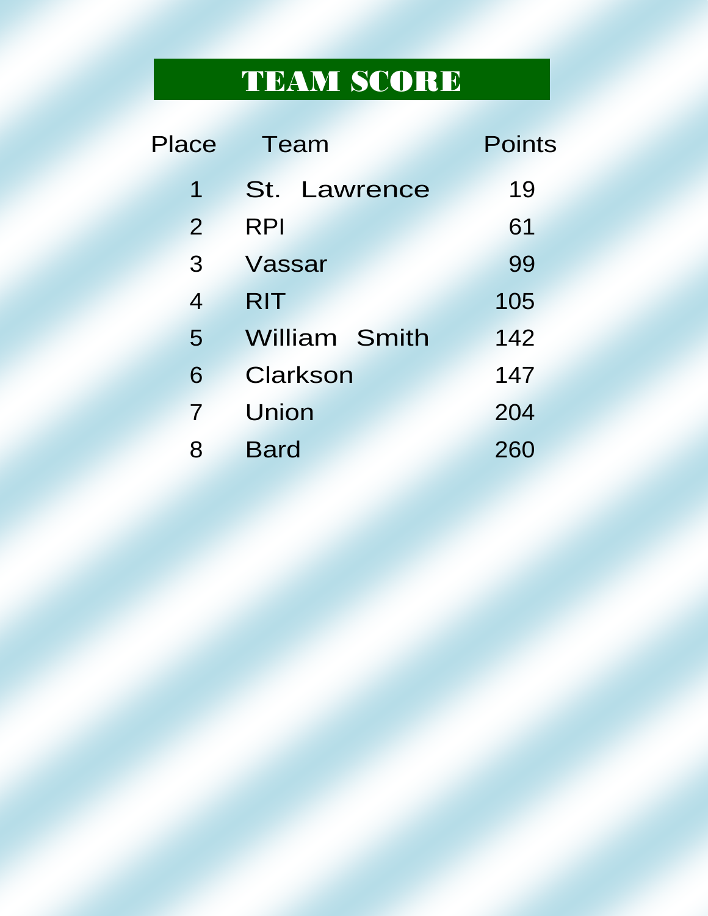# TEAM SCORE

| Place | Team | Points |
|---|---|---|
| 1 | St. Lawrence | 19 |
| 2 | RPI | 61 |
| 3 | Vassar | 99 |
| 4 | RIT | 105 |
| 5 | William Smith | 142 |
| 6 | Clarkson | 147 |
| 7 | Union | 204 |
| 8 | Bard | 260 |